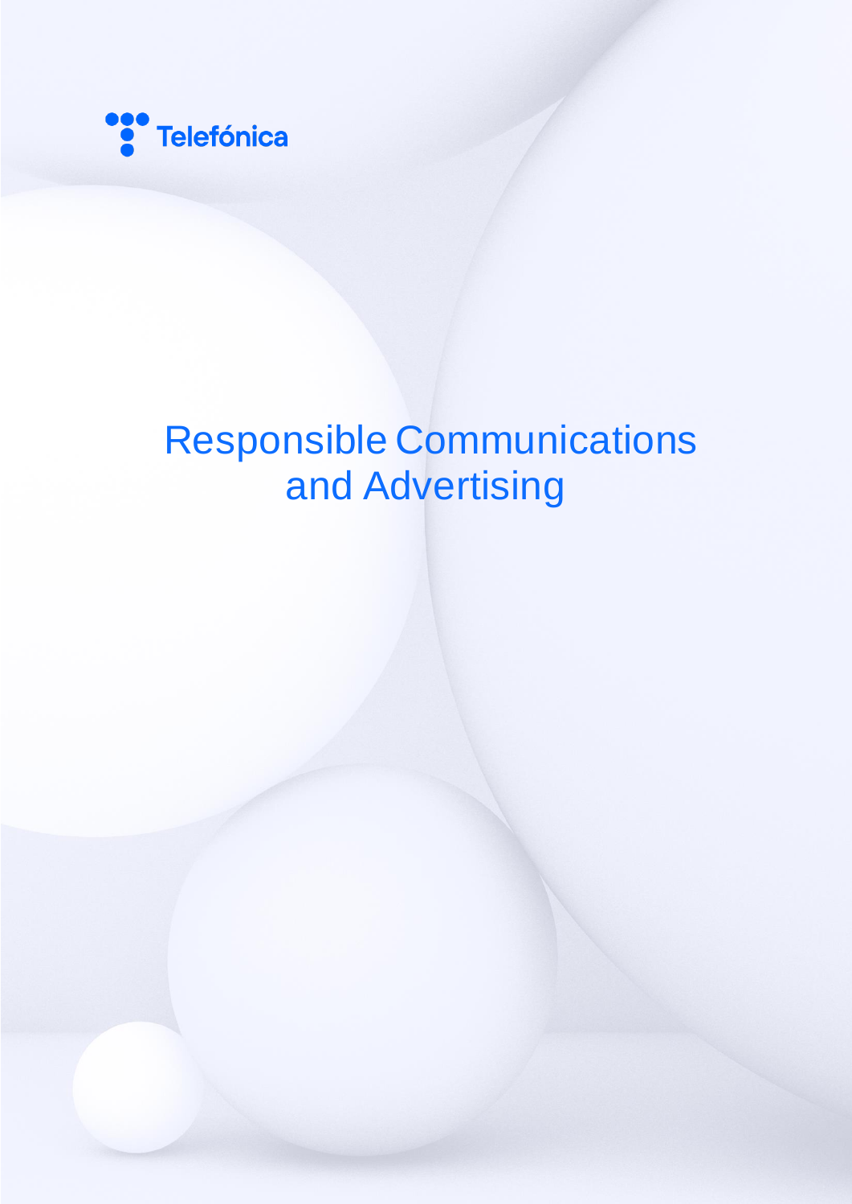Telefónica

# Responsible Communications and Advertising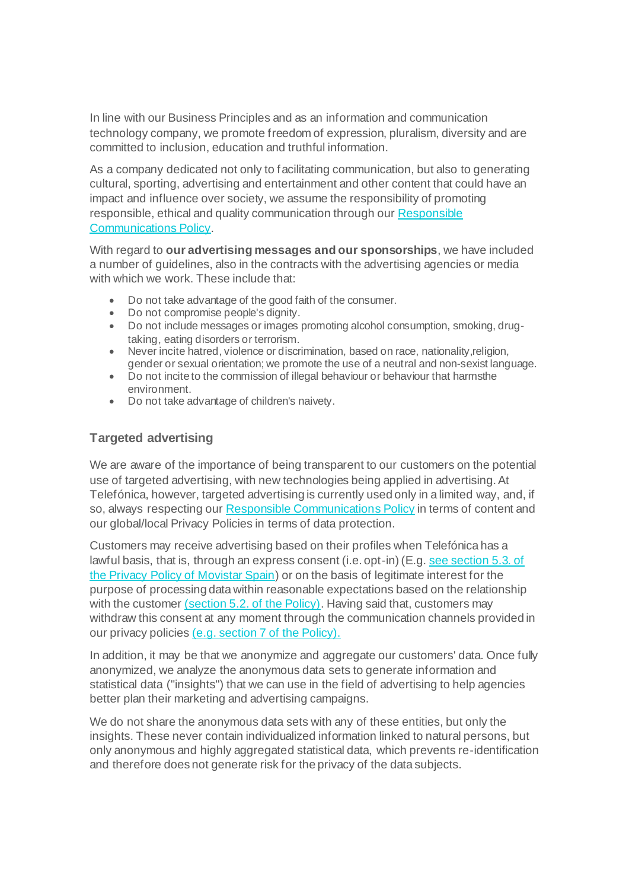In line with our Business Principles and as an information and communication technology company, we promote freedom of expression, pluralism, diversity and are committed to inclusion, education and truthful information.

As a company dedicated not only to facilitating communication, but also to generating cultural, sporting, advertising and entertainment and other content that could have an impact and influence over society, we assume the responsibility of promoting responsible, ethical and quality communication through our Responsible Communications Policy.

With regard to **our advertising messages and our sponsorships**, we have included a number of guidelines, also in the contracts with the advertising agencies or media with which we work. These include that:

- Do not take advantage of the good faith of the consumer.
- Do not compromise people's dignity.
- Do not include messages or images promoting alcohol consumption, smoking, drug-taking, eating disorders or terrorism.
- Never incite hatred, violence or discrimination, based on race, nationality,religion, gender or sexual orientation; we promote the use of a neutral and non-sexist language.
- Do not incite to the commission of illegal behaviour or behaviour that harmsthe environment.
- Do not take advantage of children's naivety.

### Targeted advertising

We are aware of the importance of being transparent to our customers on the potential use of targeted advertising, with new technologies being applied in advertising. At Telefónica, however, targeted advertising is currently used only in a limited way, and, if so, always respecting our Responsible Communications Policy in terms of content and our global/local Privacy Policies in terms of data protection.

Customers may receive advertising based on their profiles when Telefónica has a lawful basis, that is, through an express consent (i.e. opt-in) (E.g. see section 5.3. of the Privacy Policy of Movistar Spain) or on the basis of legitimate interest for the purpose of processing data within reasonable expectations based on the relationship with the customer (section 5.2. of the Policy). Having said that, customers may withdraw this consent at any moment through the communication channels provided in our privacy policies (e.g. section 7 of the Policy).

In addition, it may be that we anonymize and aggregate our customers' data. Once fully anonymized, we analyze the anonymous data sets to generate information and statistical data ("insights") that we can use in the field of advertising to help agencies better plan their marketing and advertising campaigns.

We do not share the anonymous data sets with any of these entities, but only the insights. These never contain individualized information linked to natural persons, but only anonymous and highly aggregated statistical data, which prevents re-identification and therefore does not generate risk for the privacy of the data subjects.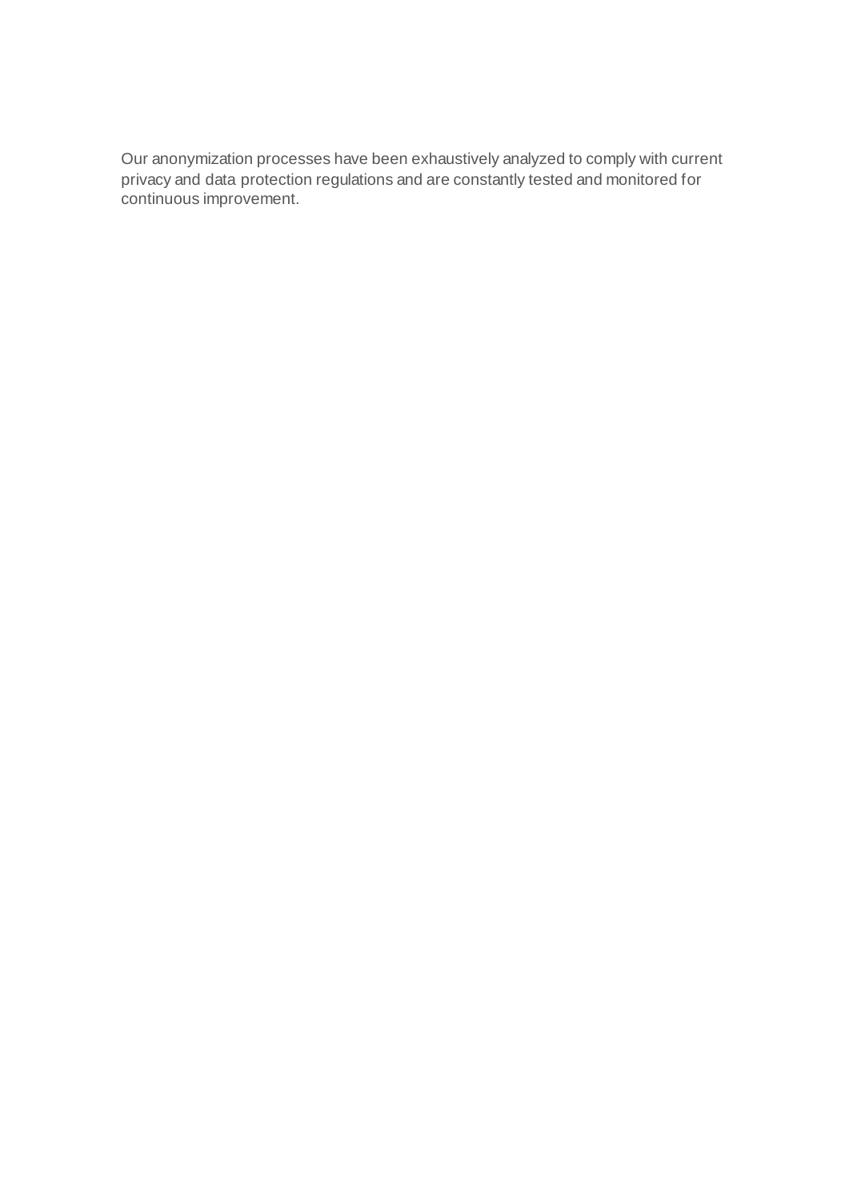Our anonymization processes have been exhaustively analyzed to comply with current privacy and data protection regulations and are constantly tested and monitored for continuous improvement.